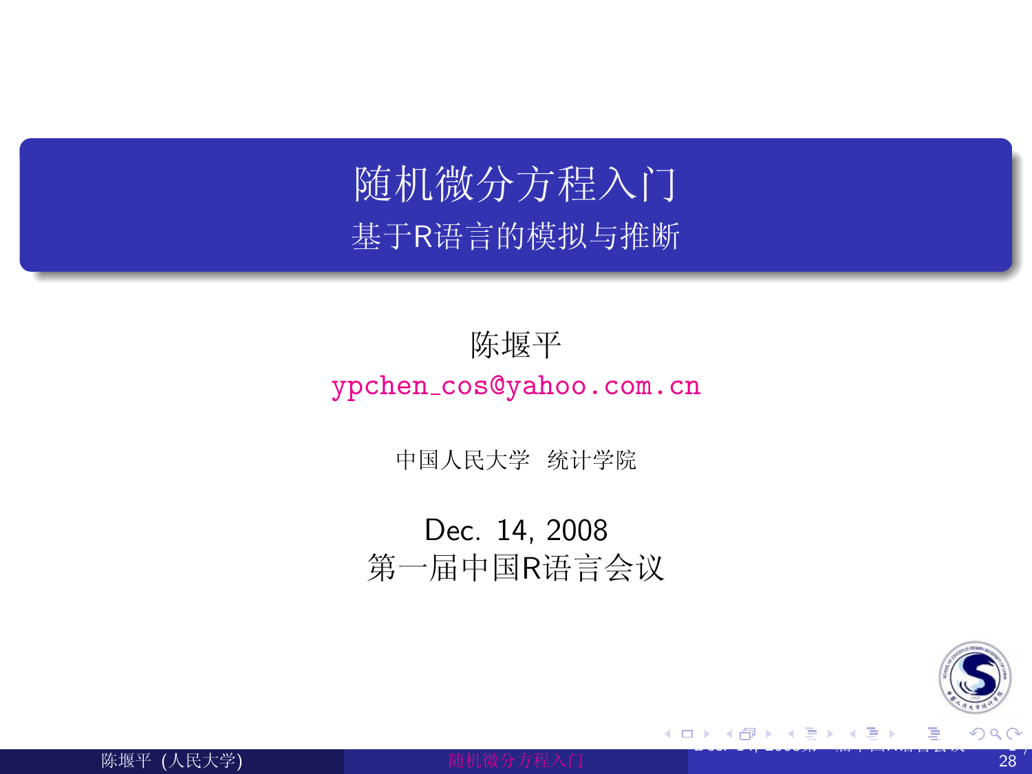# 随机微分方程入门

## 基于R语言的模拟与推断

陈堰平

ypchen_cos@yahoo.com.cn

中国人民大学 统计学院

Dec. 14, 2008

第一届中国R语言会议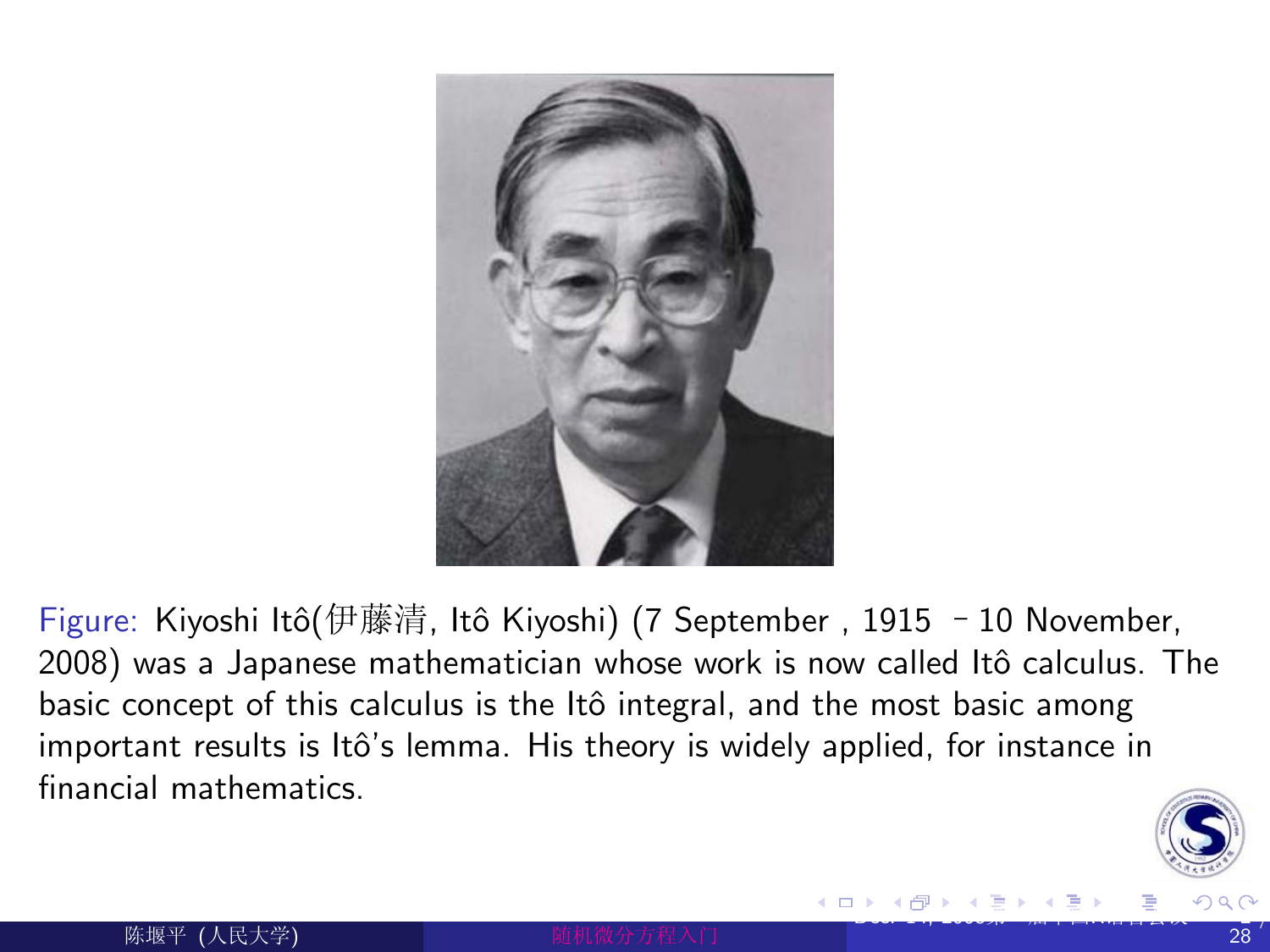Figure: Kiyoshi Itô(伊藤清, Itô Kiyoshi) (7 September , 1915 – 10 November, 2008) was a Japanese mathematician whose work is now called Itô calculus. The basic concept of this calculus is the Itô integral, and the most basic among important results is Itô's lemma. His theory is widely applied, for instance in financial mathematics.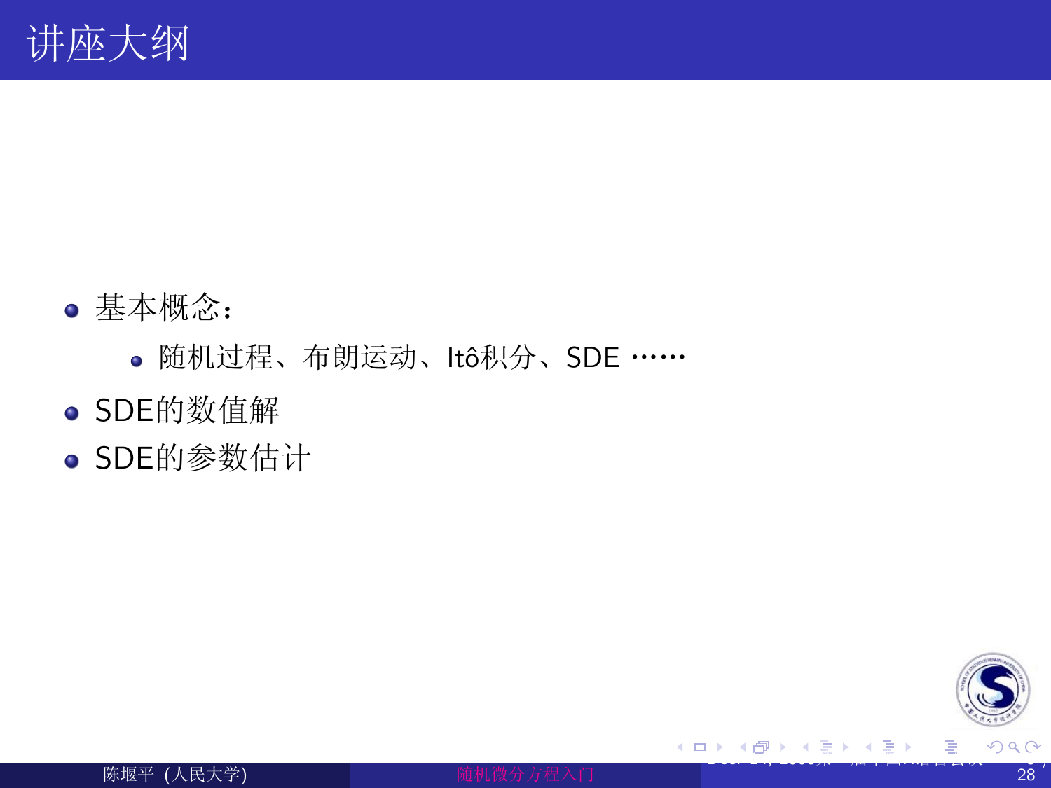# 讲座大纲

- 基本概念：
  - 随机过程、布朗运动、Itô积分、SDE ……
- SDE的数值解
- SDE的参数估计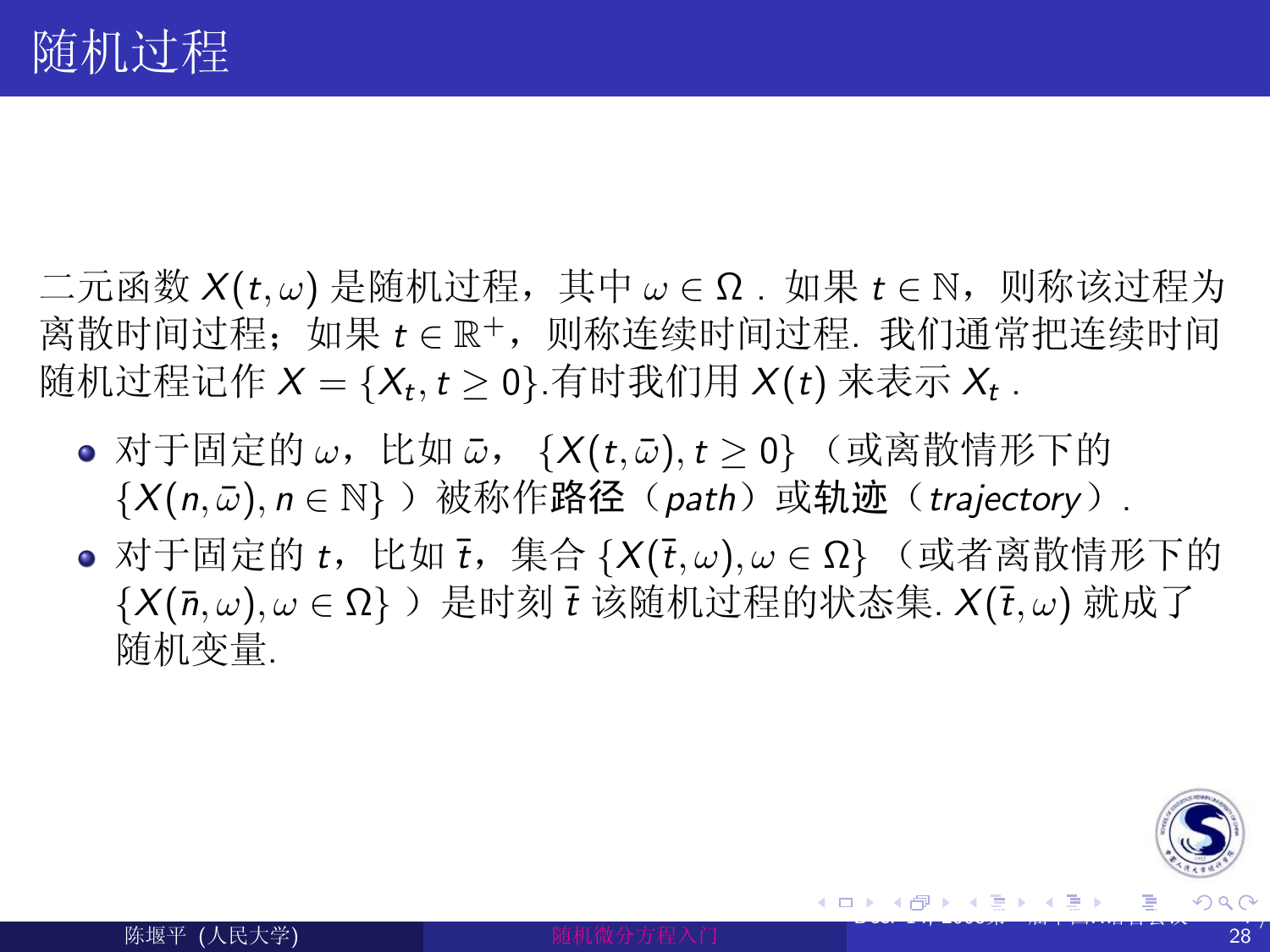# 随机过程

二元函数 $X(t,\omega)$ 是随机过程，其中 $\omega \in \Omega$ . 如果 $t \in \mathbb{N}$，则称该过程为离散时间过程；如果 $t \in \mathbb{R}^+$，则称连续时间过程. 我们通常把连续时间随机过程记作 $X = \{X_t, t \geq 0\}$.有时我们用 $X(t)$ 来表示 $X_t$ .

- 对于固定的 $\omega$，比如 $\bar{\omega}$，$\{X(t,\bar{\omega}), t \geq 0\}$（或离散情形下的 $\{X(n,\bar{\omega}), n \in \mathbb{N}\}$ ）被称作**路径**（*path*）或**轨迹**（*trajectory*）.
- 对于固定的 $t$，比如 $\bar{t}$，集合 $\{X(\bar{t},\omega), \omega \in \Omega\}$（或者离散情形下的 $\{X(\bar{n},\omega), \omega \in \Omega\}$ ）是时刻 $\bar{t}$ 该随机过程的状态集. $X(\bar{t},\omega)$ 就成了随机变量.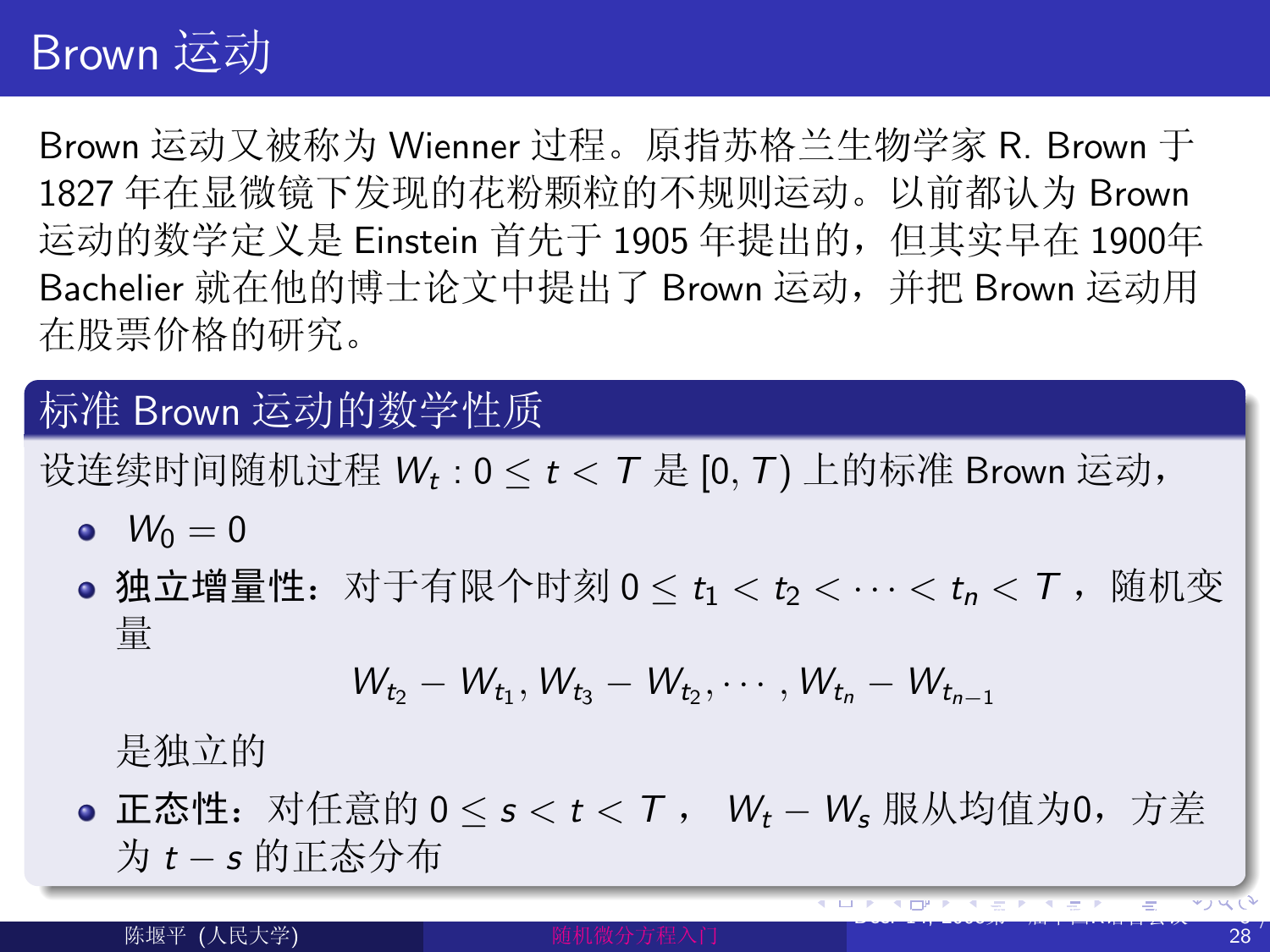# Brown 运动

Brown 运动又被称为 Wienner 过程。原指苏格兰生物学家 R. Brown 于 1827 年在显微镜下发现的花粉颗粒的不规则运动。以前都认为 Brown 运动的数学定义是 Einstein 首先于 1905 年提出的，但其实早在 1900年 Bachelier 就在他的博士论文中提出了 Brown 运动，并把 Brown 运动用在股票价格的研究。

## 标准 Brown 运动的数学性质

设连续时间随机过程 $W_t : 0 \leq t < T$ 是 $[0, T)$ 上的标准 Brown 运动，

- $W_0 = 0$
- **独立增量性**：对于有限个时刻 $0 \leq t_1 < t_2 < \cdots < t_n < T$ ，随机变量

$$W_{t_2} - W_{t_1}, W_{t_3} - W_{t_2}, \cdots, W_{t_n} - W_{t_{n-1}}$$

  是独立的
- **正态性**：对任意的 $0 \leq s < t < T$ ， $W_t - W_s$ 服从均值为0，方差为 $t - s$ 的正态分布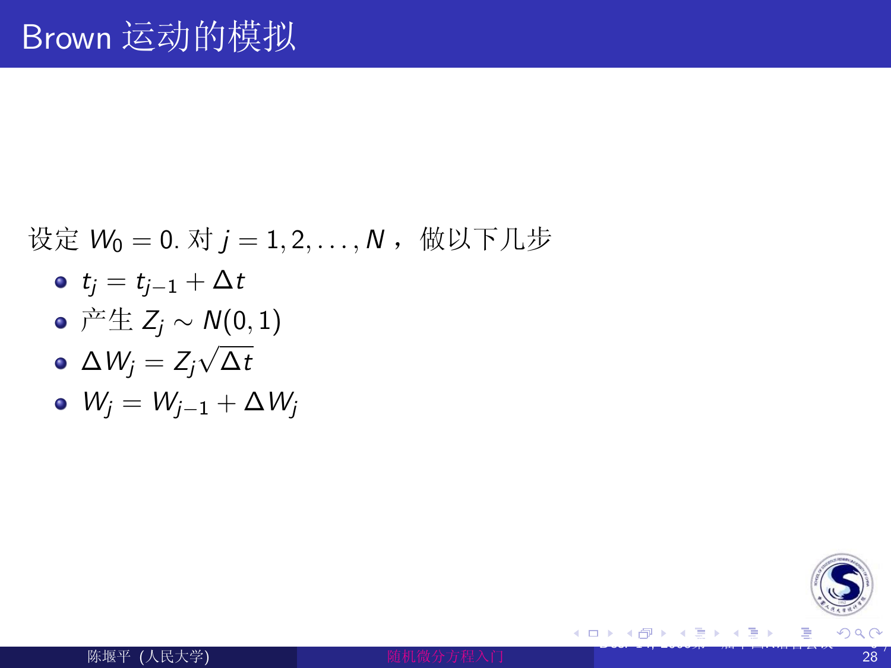# Brown 运动的模拟

设定 $W_0 = 0$. 对 $j = 1, 2, \ldots, N$，做以下几步

- $t_j = t_{j-1} + \Delta t$
- 产生 $Z_j \sim N(0, 1)$
- $\Delta W_j = Z_j \sqrt{\Delta t}$
- $W_j = W_{j-1} + \Delta W_j$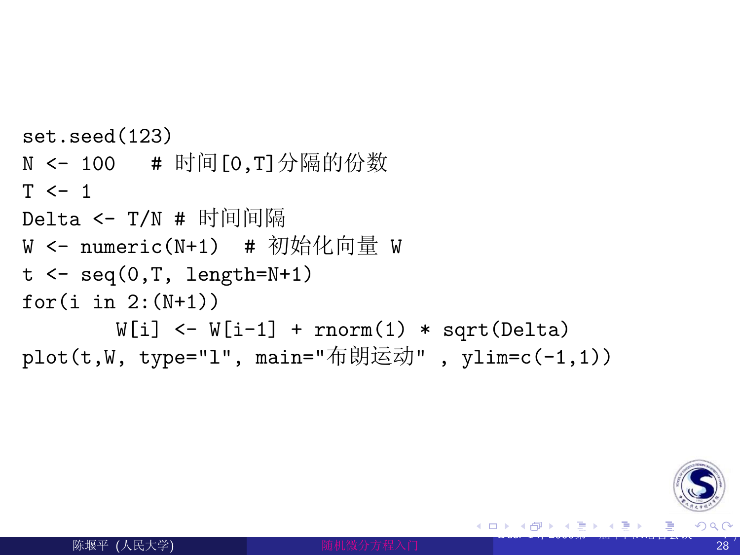```
set.seed(123)
N <- 100   # 时间[0,T]分隔的份数
T <- 1
Delta <- T/N # 时间间隔
W <- numeric(N+1)  # 初始化向量 W
t <- seq(0,T, length=N+1)
for(i in 2:(N+1))
        W[i] <- W[i-1] + rnorm(1) * sqrt(Delta)
plot(t,W, type="l", main="布朗运动" , ylim=c(-1,1))
```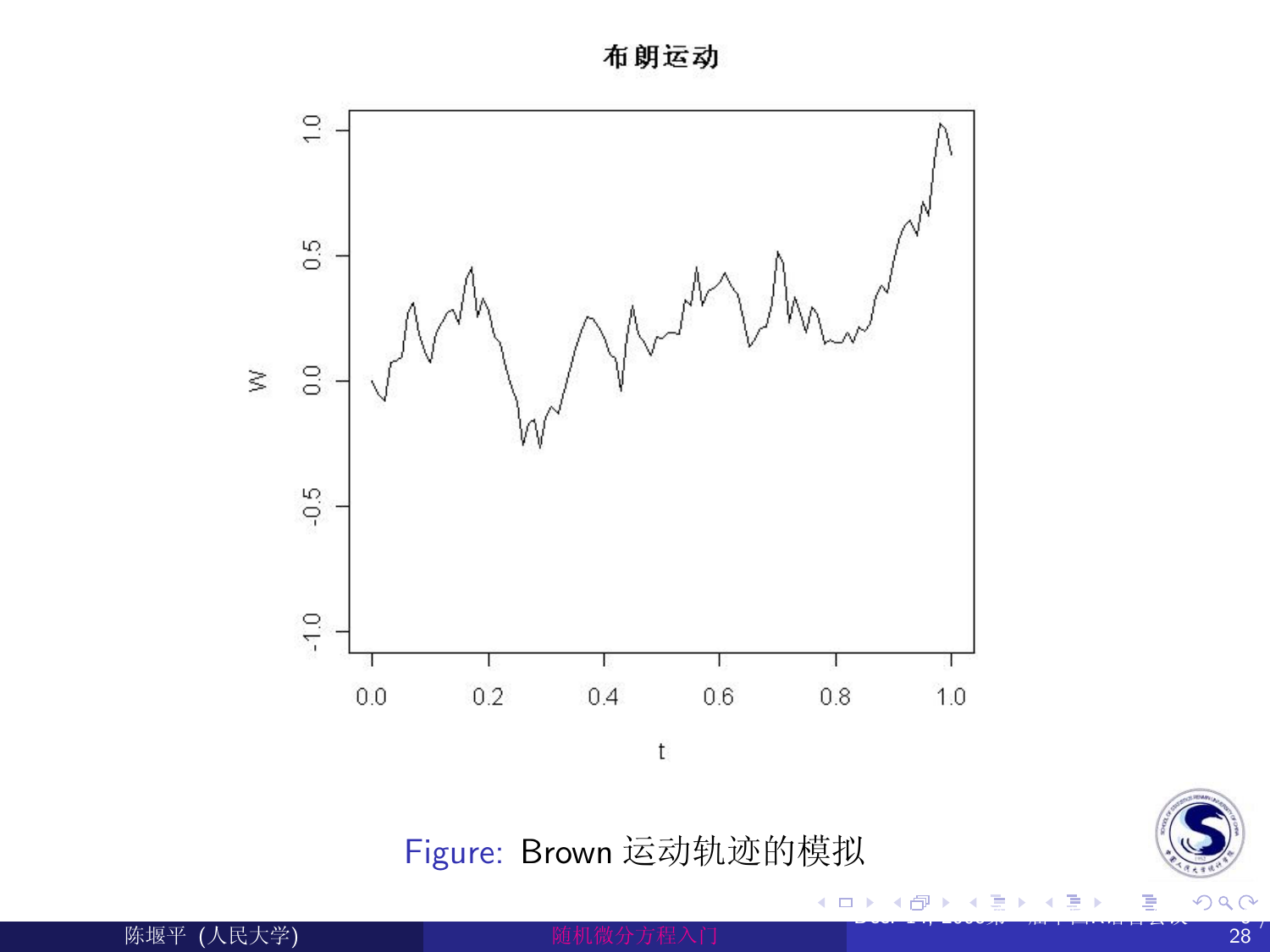Figure: Brown 运动轨迹的模拟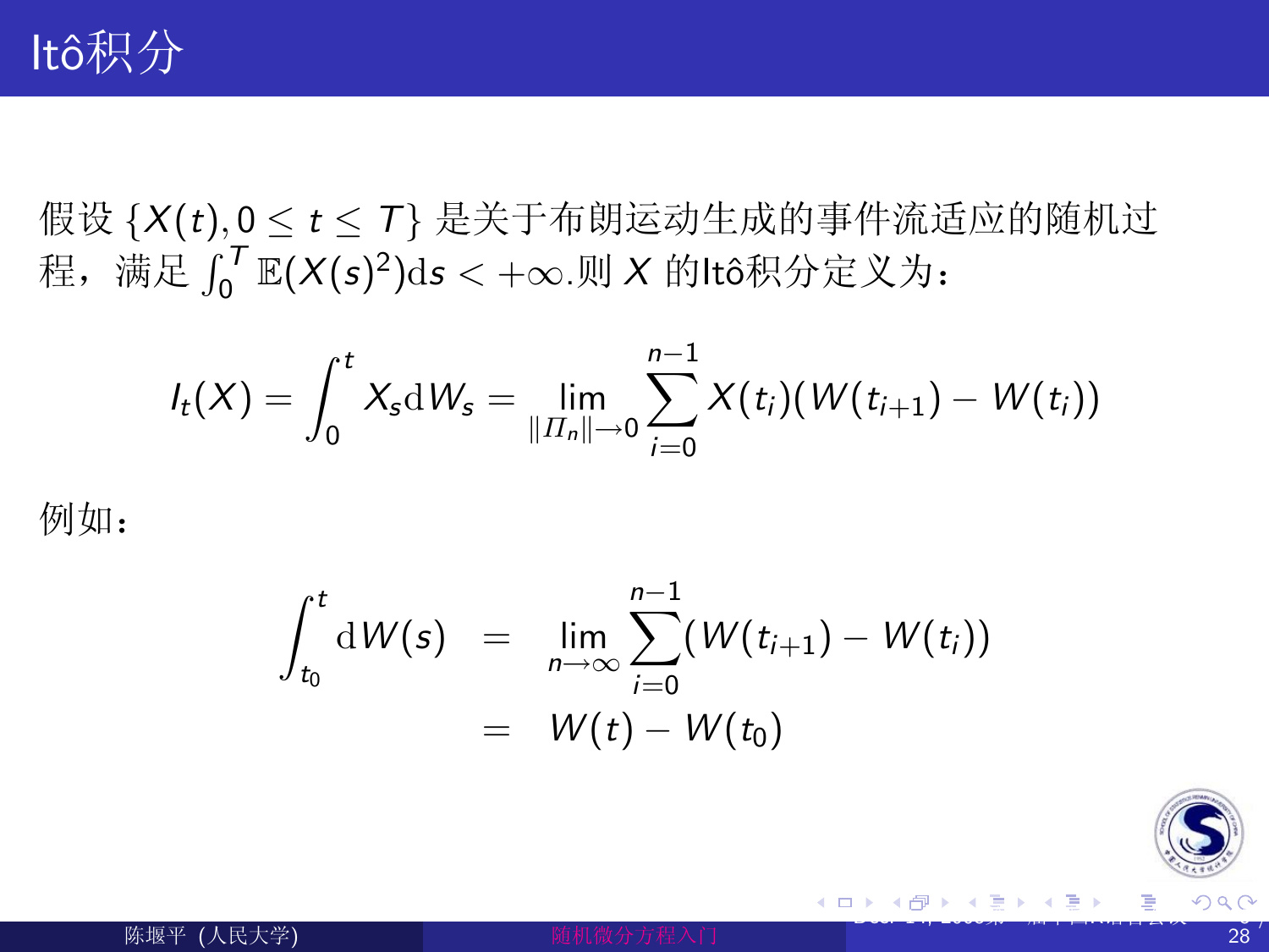# Itô积分

假设 $\{X(t), 0 \le t \le T\}$ 是关于布朗运动生成的事件流适应的随机过程，满足 $\int_0^T \mathbb{E}(X(s)^2)\mathrm{d}s < +\infty$.则 $X$ 的Itô积分定义为：

$$I_t(X) = \int_0^t X_s \mathrm{d}W_s = \lim_{\|\Pi_n\| \to 0} \sum_{i=0}^{n-1} X(t_i)(W(t_{i+1}) - W(t_i))$$

例如：

$$\begin{aligned}
\int_{t_0}^t \mathrm{d}W(s) &= \lim_{n \to \infty} \sum_{i=0}^{n-1} (W(t_{i+1}) - W(t_i)) \\
&= W(t) - W(t_0)
\end{aligned}$$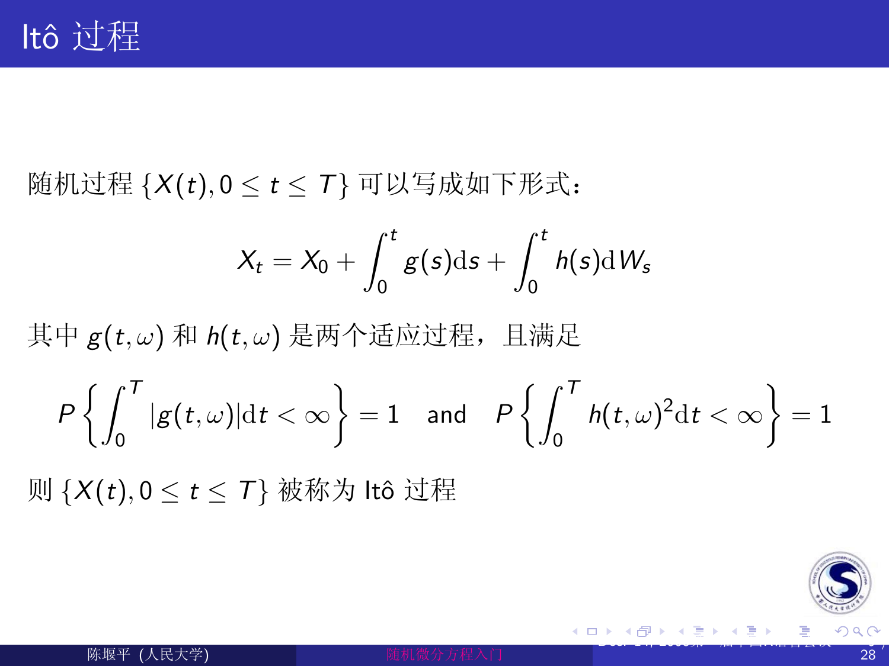# Itô 过程

随机过程 $\{X(t), 0 \leq t \leq T\}$ 可以写成如下形式：

$$X_t = X_0 + \int_0^t g(s)\mathrm{d}s + \int_0^t h(s)\mathrm{d}W_s$$

其中 $g(t,\omega)$ 和 $h(t,\omega)$ 是两个适应过程，且满足

$$P\left\{\int_0^T |g(t,\omega)|\mathrm{d}t < \infty\right\} = 1 \quad \text{and} \quad P\left\{\int_0^T h(t,\omega)^2\mathrm{d}t < \infty\right\} = 1$$

则 $\{X(t), 0 \leq t \leq T\}$ 被称为 Itô 过程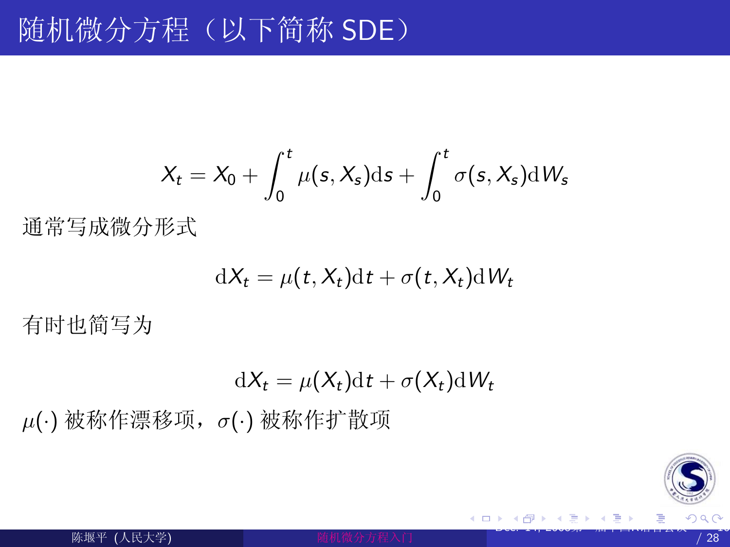# 随机微分方程（以下简称 SDE）

$$X_t = X_0 + \int_0^t \mu(s, X_s)\mathrm{d}s + \int_0^t \sigma(s, X_s)\mathrm{d}W_s$$

通常写成微分形式

$$\mathrm{d}X_t = \mu(t, X_t)\mathrm{d}t + \sigma(t, X_t)\mathrm{d}W_t$$

有时也简写为

$$\mathrm{d}X_t = \mu(X_t)\mathrm{d}t + \sigma(X_t)\mathrm{d}W_t$$

$\mu(\cdot)$ 被称作漂移项，$\sigma(\cdot)$ 被称作扩散项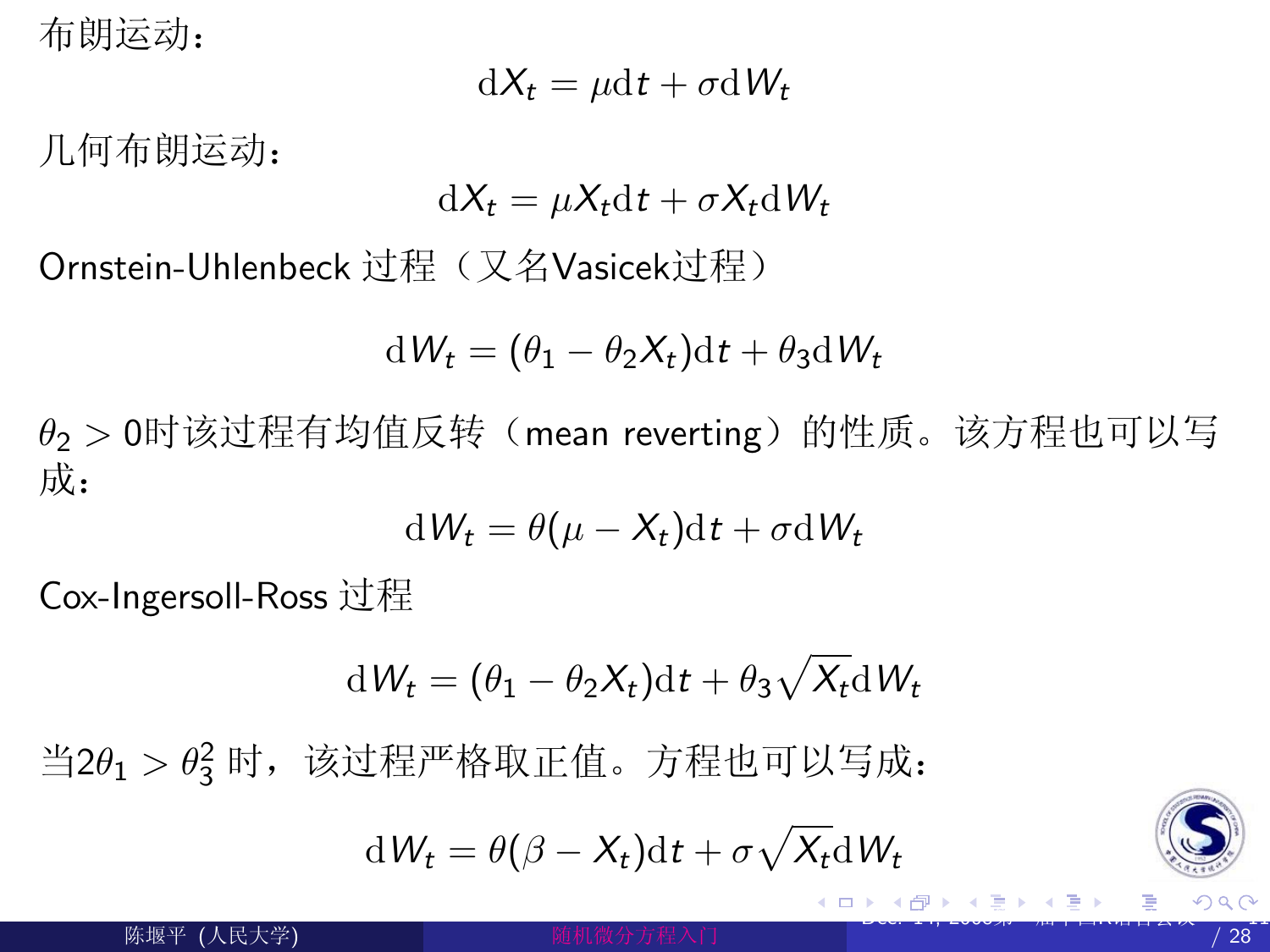布朗运动：

$$\mathrm{d}X_t = \mu \mathrm{d}t + \sigma \mathrm{d}W_t$$

几何布朗运动：

$$\mathrm{d}X_t = \mu X_t \mathrm{d}t + \sigma X_t \mathrm{d}W_t$$

Ornstein-Uhlenbeck 过程（又名Vasicek过程）

$$\mathrm{d}W_t = (\theta_1 - \theta_2 X_t)\mathrm{d}t + \theta_3 \mathrm{d}W_t$$

$\theta_2 > 0$时该过程有均值反转（mean reverting）的性质。该方程也可以写成：

$$\mathrm{d}W_t = \theta(\mu - X_t)\mathrm{d}t + \sigma \mathrm{d}W_t$$

Cox-Ingersoll-Ross 过程

$$\mathrm{d}W_t = (\theta_1 - \theta_2 X_t)\mathrm{d}t + \theta_3 \sqrt{X_t}\mathrm{d}W_t$$

当$2\theta_1 > \theta_3^2$ 时，该过程严格取正值。方程也可以写成：

$$\mathrm{d}W_t = \theta(\beta - X_t)\mathrm{d}t + \sigma \sqrt{X_t}\mathrm{d}W_t$$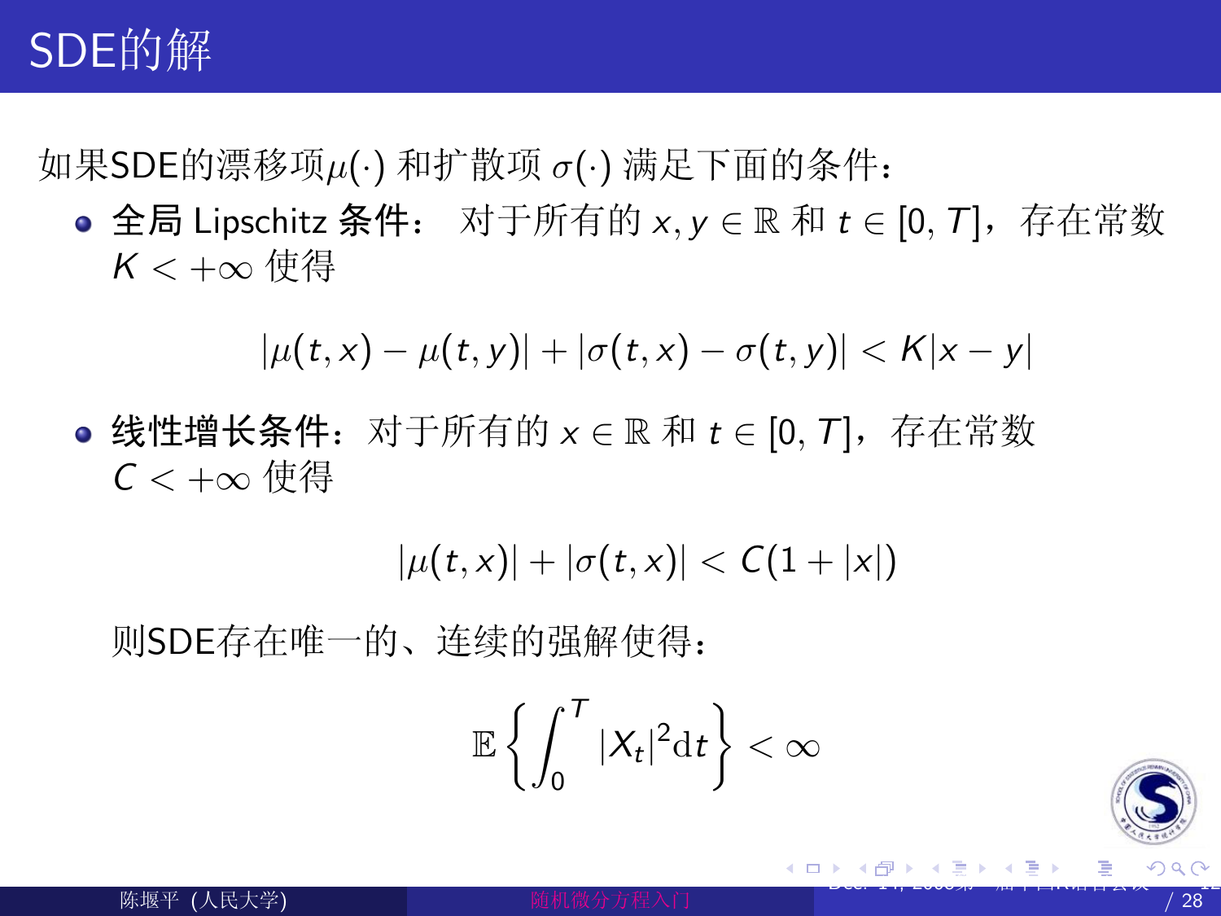# SDE的解

如果SDE的漂移项$\mu(\cdot)$ 和扩散项 $\sigma(\cdot)$ 满足下面的条件：

- **全局 Lipschitz 条件**： 对于所有的 $x, y \in \mathbb{R}$ 和 $t \in [0, T]$，存在常数 $K < +\infty$ 使得

$$|\mu(t,x) - \mu(t,y)| + |\sigma(t,x) - \sigma(t,y)| < K|x - y|$$

- **线性增长条件**：对于所有的 $x \in \mathbb{R}$ 和 $t \in [0, T]$，存在常数 $C < +\infty$ 使得

$$|\mu(t,x)| + |\sigma(t,x)| < C(1 + |x|)$$

则SDE存在唯一的、连续的强解使得：

$$\mathbb{E}\left\{\int_0^T |X_t|^2 \mathrm{d}t\right\} < \infty$$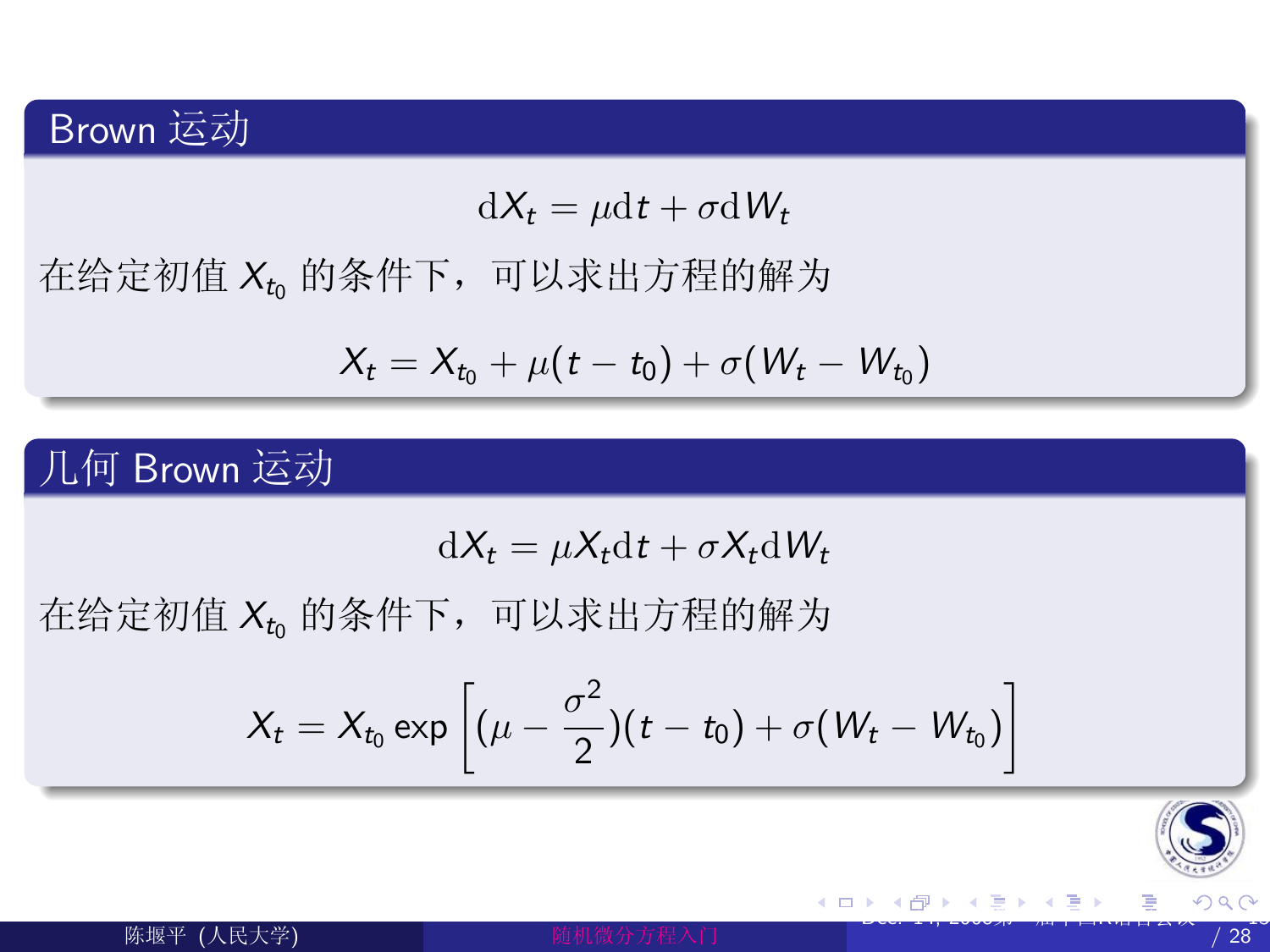## Brown 运动

$$\mathrm{d}X_t = \mu \mathrm{d}t + \sigma \mathrm{d}W_t$$

在给定初值 $X_{t_0}$ 的条件下，可以求出方程的解为

$$X_t = X_{t_0} + \mu(t - t_0) + \sigma(W_t - W_{t_0})$$

## 几何 Brown 运动

$$\mathrm{d}X_t = \mu X_t \mathrm{d}t + \sigma X_t \mathrm{d}W_t$$

在给定初值 $X_{t_0}$ 的条件下，可以求出方程的解为

$$X_t = X_{t_0} \exp\left[(\mu - \frac{\sigma^2}{2})(t - t_0) + \sigma(W_t - W_{t_0})\right]$$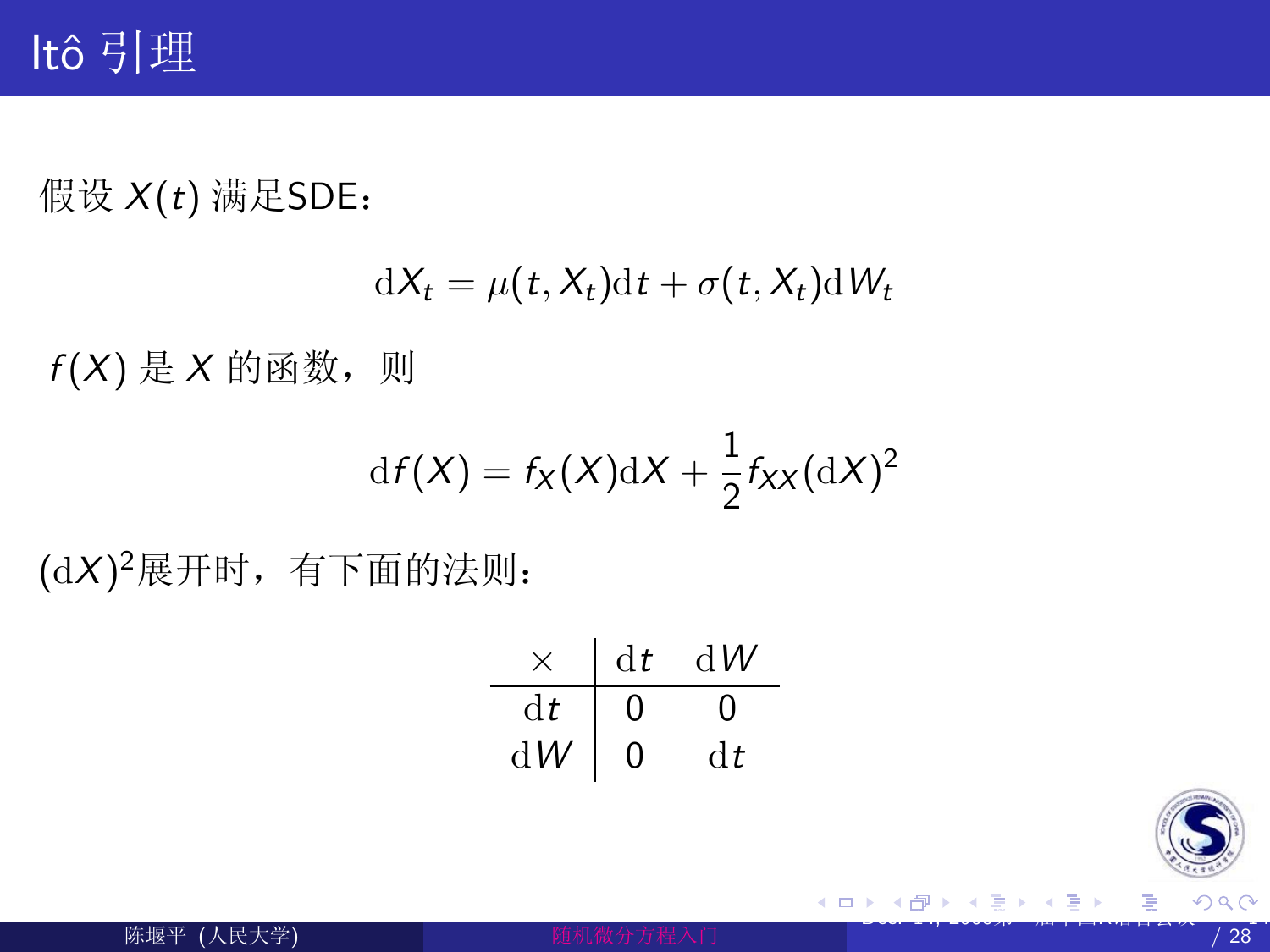# Itô 引理

假设 $X(t)$ 满足SDE：

$$\mathrm{d}X_t = \mu(t, X_t)\mathrm{d}t + \sigma(t, X_t)\mathrm{d}W_t$$

$f(X)$ 是 $X$ 的函数，则

$$\mathrm{d}f(X) = f_X(X)\mathrm{d}X + \frac{1}{2}f_{XX}(\mathrm{d}X)^2$$

$(\mathrm{d}X)^2$展开时，有下面的法则：

| $\times$ | $\mathrm{d}t$ | $\mathrm{d}W$ |
|---|---|---|
| $\mathrm{d}t$ | 0 | 0 |
| $\mathrm{d}W$ | 0 | $\mathrm{d}t$ |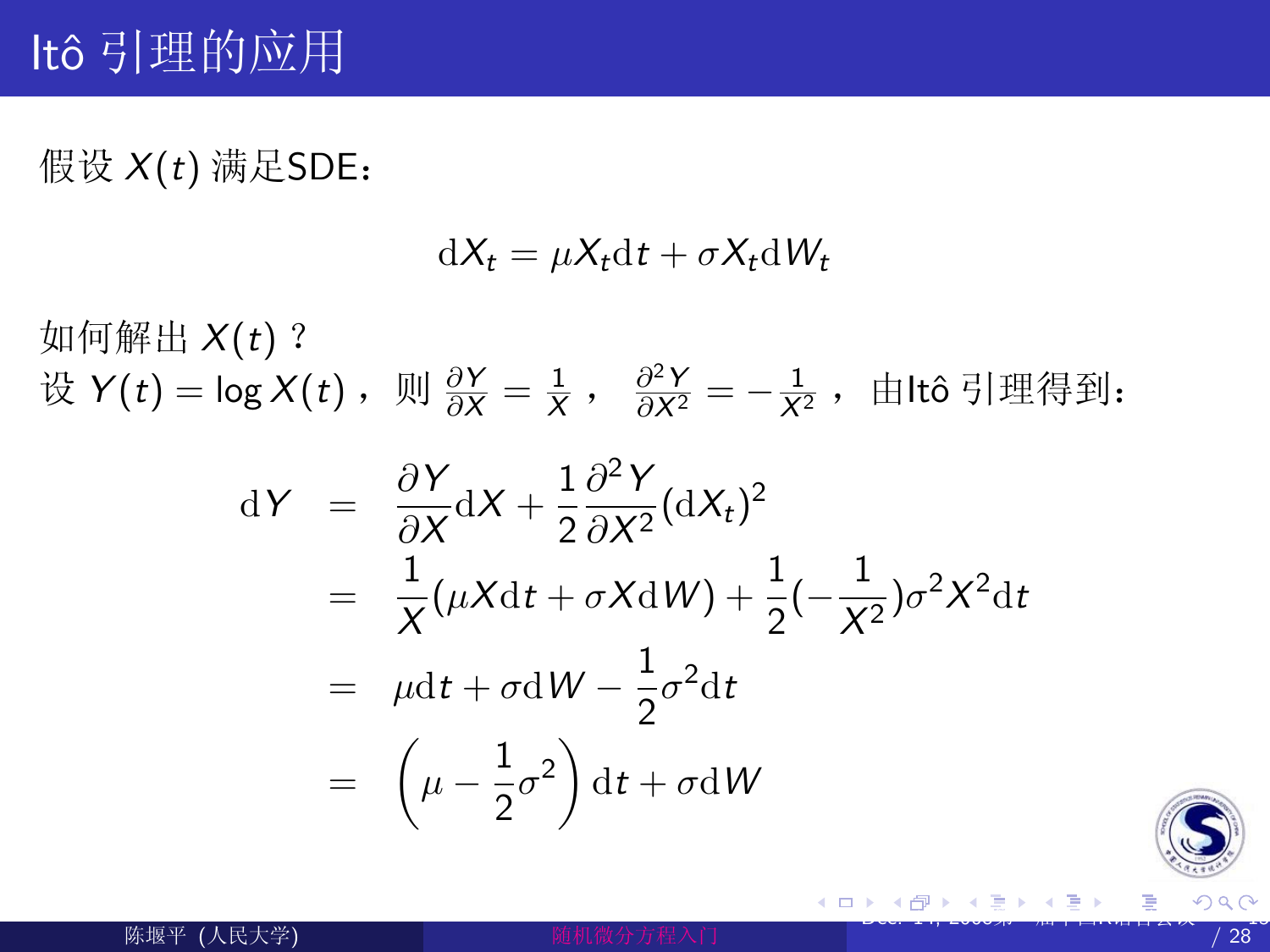# Itô 引理的应用

假设 $X(t)$ 满足SDE：

$$\mathrm{d}X_t = \mu X_t \mathrm{d}t + \sigma X_t \mathrm{d}W_t$$

如何解出 $X(t)$？
设 $Y(t) = \log X(t)$，则 $\frac{\partial Y}{\partial X} = \frac{1}{X}$， $\frac{\partial^2 Y}{\partial X^2} = -\frac{1}{X^2}$，由Itô 引理得到：

$$\begin{aligned}
\mathrm{d}Y &= \frac{\partial Y}{\partial X}\mathrm{d}X + \frac{1}{2}\frac{\partial^2 Y}{\partial X^2}(\mathrm{d}X_t)^2 \\
&= \frac{1}{X}(\mu X \mathrm{d}t + \sigma X \mathrm{d}W) + \frac{1}{2}(-\frac{1}{X^2})\sigma^2 X^2 \mathrm{d}t \\
&= \mu \mathrm{d}t + \sigma \mathrm{d}W - \frac{1}{2}\sigma^2 \mathrm{d}t \\
&= \left(\mu - \frac{1}{2}\sigma^2\right)\mathrm{d}t + \sigma \mathrm{d}W
\end{aligned}$$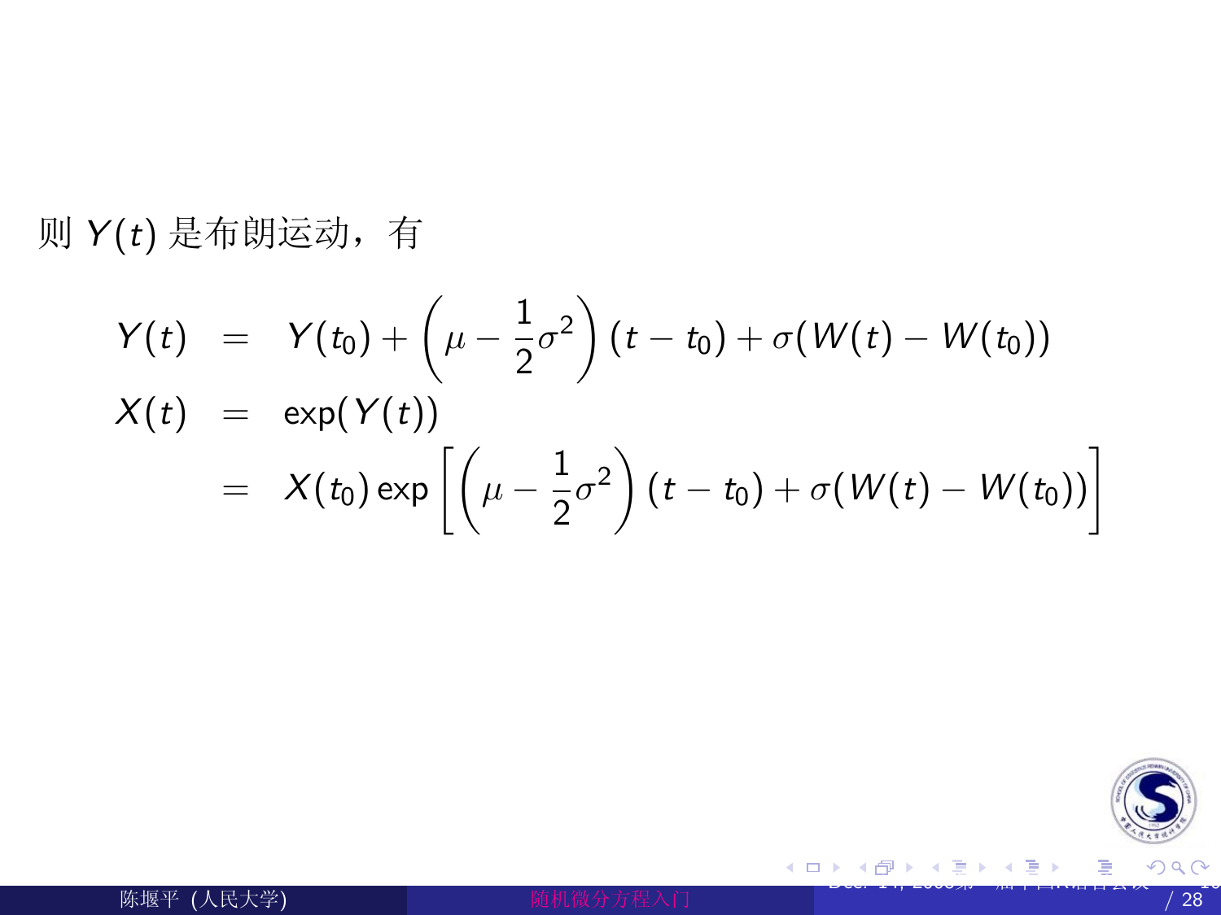则 $Y(t)$ 是布朗运动，有

$$
\begin{aligned}
Y(t) &= Y(t_0) + \left(\mu - \frac{1}{2}\sigma^2\right)(t - t_0) + \sigma(W(t) - W(t_0)) \\
X(t) &= \exp(Y(t)) \\
&= X(t_0)\exp\left[\left(\mu - \frac{1}{2}\sigma^2\right)(t - t_0) + \sigma(W(t) - W(t_0))\right]
\end{aligned}
$$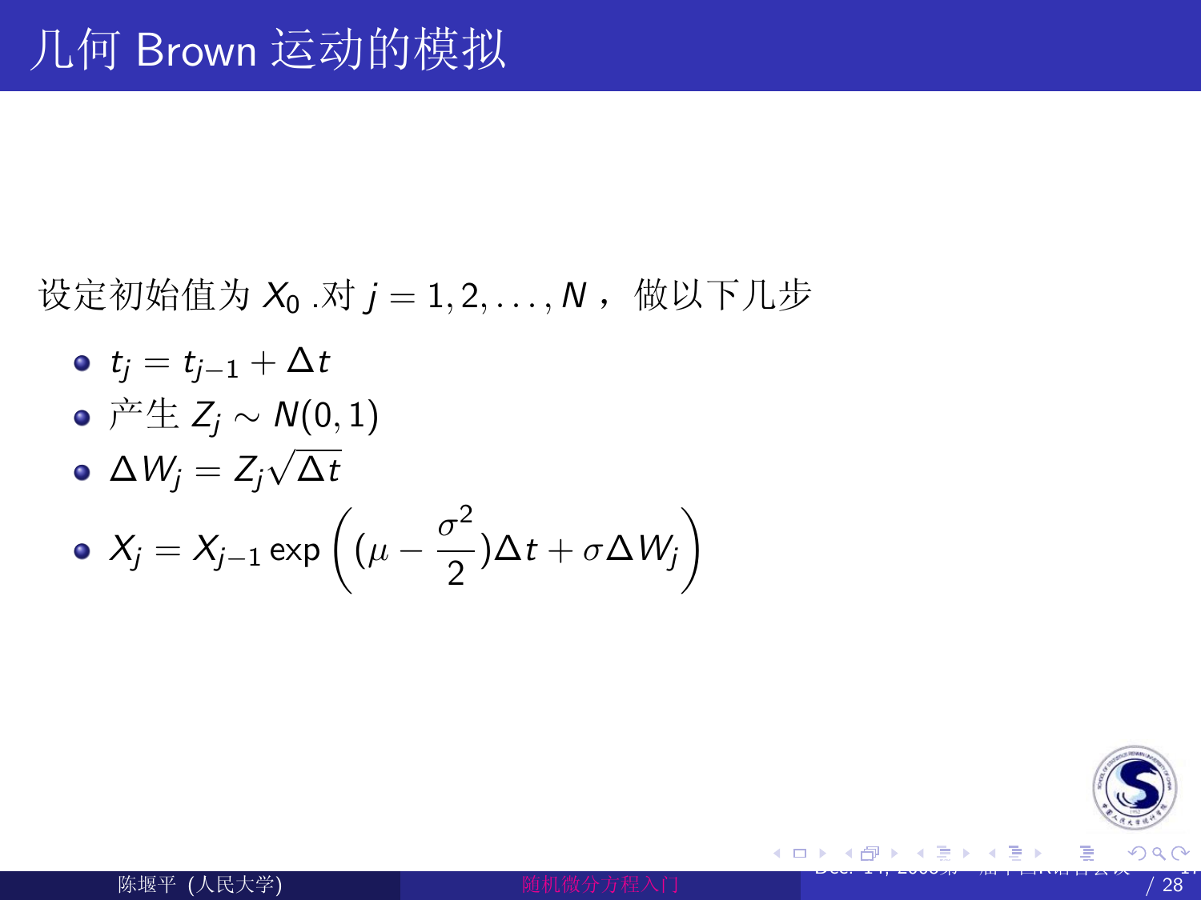# 几何 Brown 运动的模拟

设定初始值为 $X_0$ .对 $j = 1, 2, \ldots, N$ ，做以下几步

- $t_j = t_{j-1} + \Delta t$
- 产生 $Z_j \sim N(0, 1)$
- $\Delta W_j = Z_j \sqrt{\Delta t}$
- $X_j = X_{j-1} \exp\left( (\mu - \frac{\sigma^2}{2}) \Delta t + \sigma \Delta W_j \right)$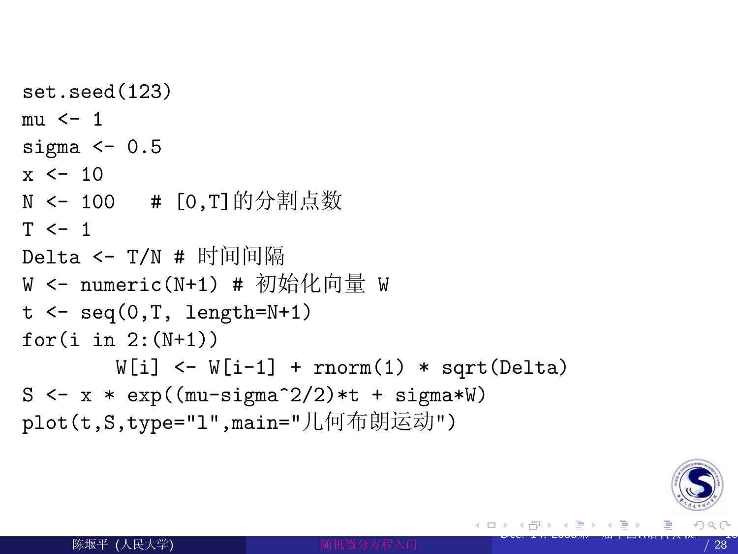```
set.seed(123)
mu <- 1
sigma <- 0.5
x <- 10
N <- 100   # [0,T]的分割点数
T <- 1
Delta <- T/N # 时间间隔
W <- numeric(N+1) # 初始化向量 W
t <- seq(0,T, length=N+1)
for(i in 2:(N+1))
        W[i] <- W[i-1] + rnorm(1) * sqrt(Delta)
S <- x * exp((mu-sigma^2/2)*t + sigma*W)
plot(t,S,type="l",main="几何布朗运动")
```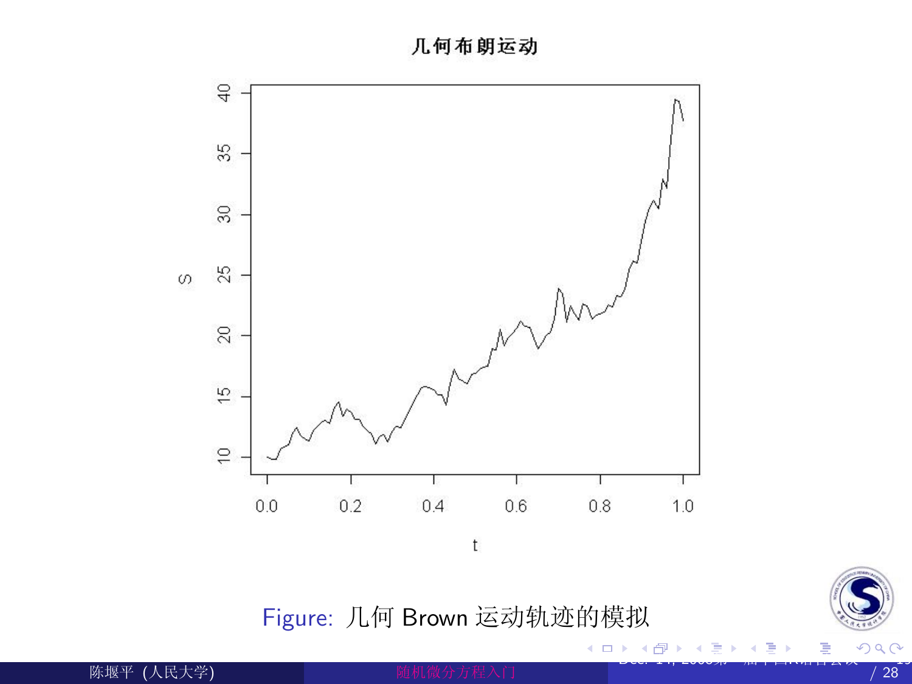Figure: 几何 Brown 运动轨迹的模拟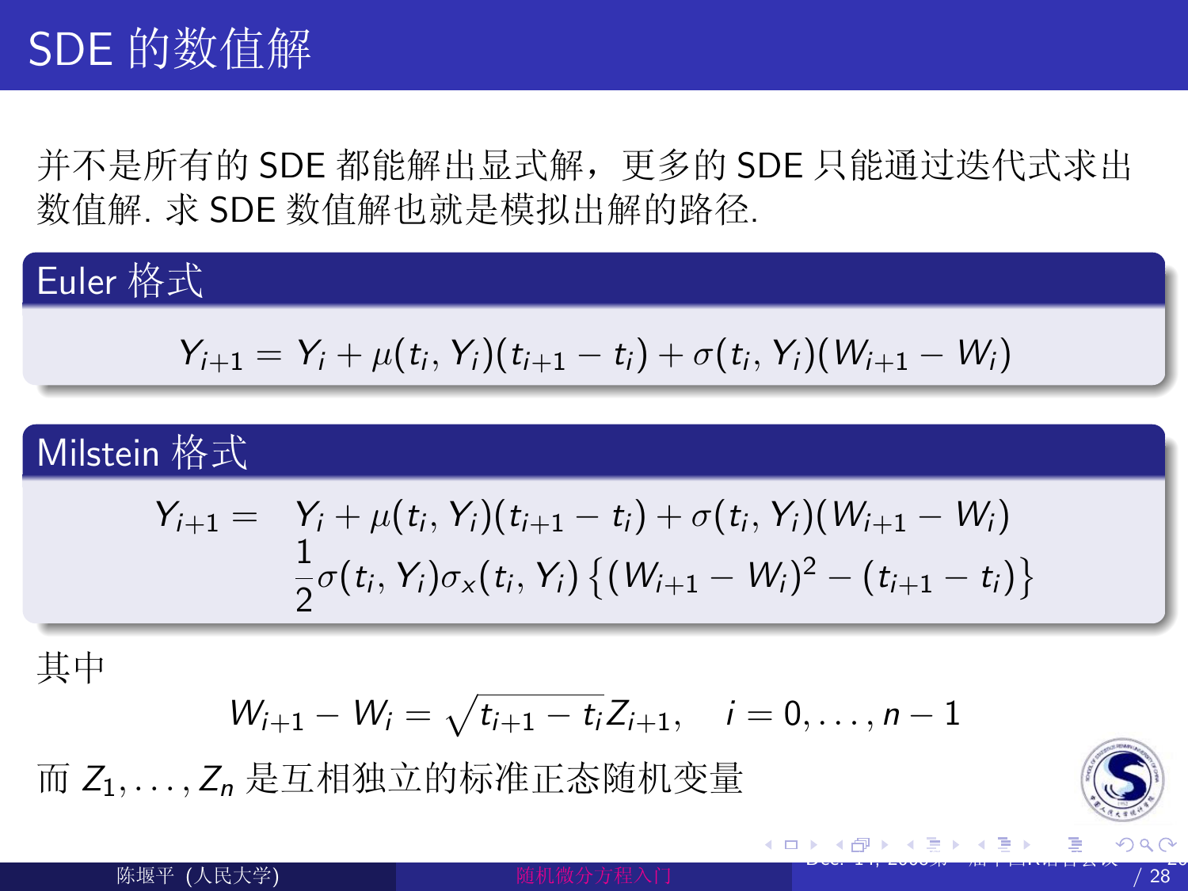# SDE 的数值解

并不是所有的 SDE 都能解出显式解，更多的 SDE 只能通过迭代式求出数值解. 求 SDE 数值解也就是模拟出解的路径.

## Euler 格式

$$Y_{i+1} = Y_i + \mu(t_i, Y_i)(t_{i+1} - t_i) + \sigma(t_i, Y_i)(W_{i+1} - W_i)$$

## Milstein 格式

$$\begin{aligned} Y_{i+1} = \quad & Y_i + \mu(t_i, Y_i)(t_{i+1} - t_i) + \sigma(t_i, Y_i)(W_{i+1} - W_i) \\ & \frac{1}{2}\sigma(t_i, Y_i)\sigma_x(t_i, Y_i)\left\{(W_{i+1} - W_i)^2 - (t_{i+1} - t_i)\right\} \end{aligned}$$

其中

$$W_{i+1} - W_i = \sqrt{t_{i+1} - t_i} Z_{i+1}, \quad i = 0, \ldots, n-1$$

而 $Z_1, \ldots, Z_n$ 是互相独立的标准正态随机变量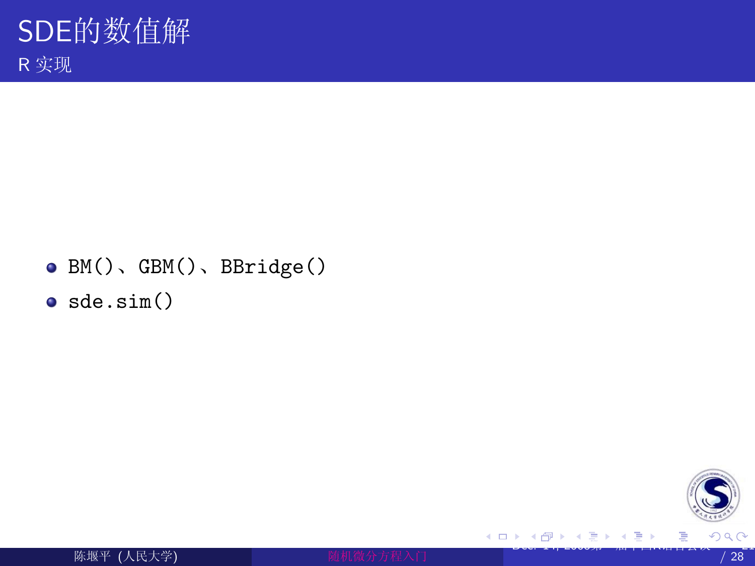# SDE的数值解

## R 实现

- `BM()`、`GBM()`、`BBridge()`
- `sde.sim()`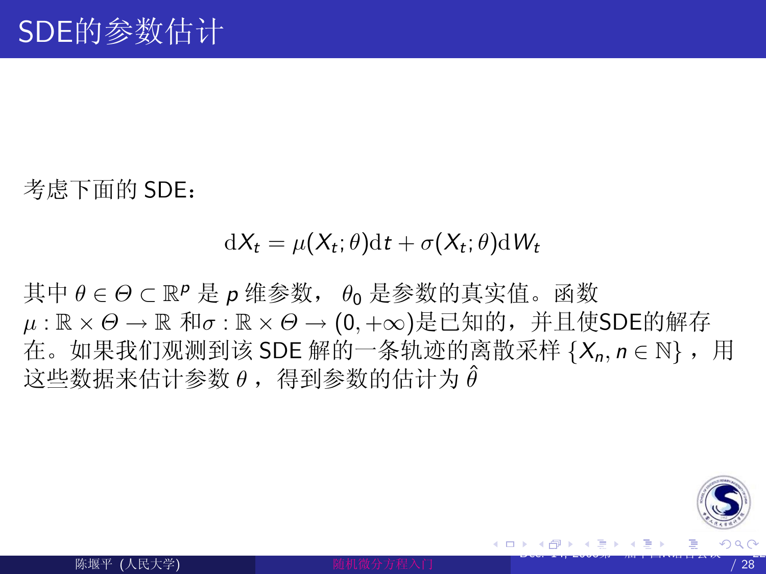# SDE的参数估计

考虑下面的 SDE：

$$\mathrm{d}X_t = \mu(X_t;\theta)\mathrm{d}t + \sigma(X_t;\theta)\mathrm{d}W_t$$

其中 $\theta \in \Theta \subset \mathbb{R}^p$ 是 $p$ 维参数， $\theta_0$ 是参数的真实值。函数 $\mu : \mathbb{R} \times \Theta \to \mathbb{R}$ 和$\sigma : \mathbb{R} \times \Theta \to (0, +\infty)$是已知的，并且使SDE的解存在。如果我们观测到该 SDE 解的一条轨迹的离散采样 $\{X_n, n \in \mathbb{N}\}$ ，用这些数据来估计参数 $\theta$ ，得到参数的估计为 $\hat{\theta}$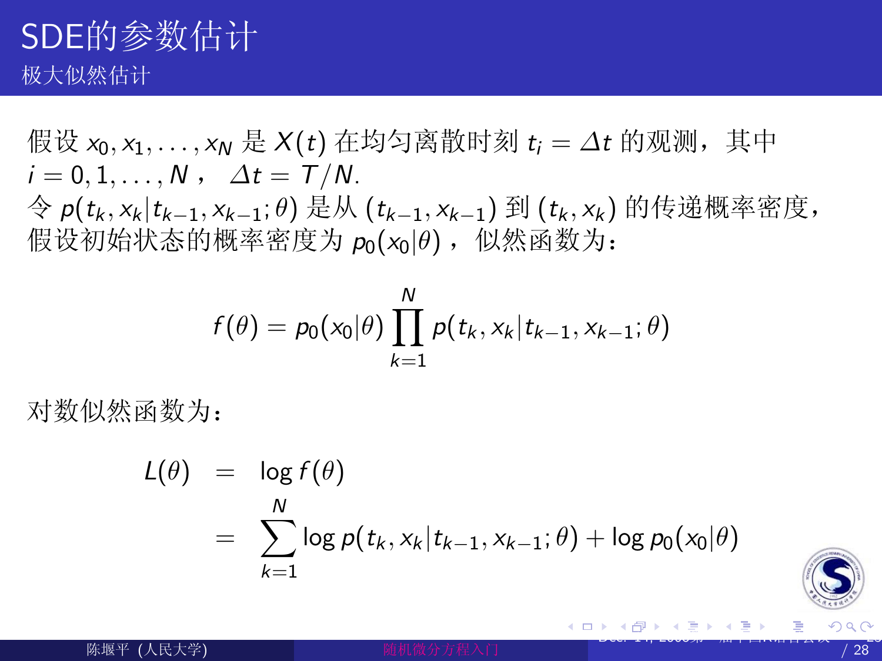# SDE的参数估计

## 极大似然估计

假设 $x_0, x_1, \ldots, x_N$ 是 $X(t)$ 在均匀离散时刻 $t_i = \Delta t$ 的观测，其中 $i = 0, 1, \ldots, N$， $\Delta t = T/N$.

令 $p(t_k, x_k | t_{k-1}, x_{k-1}; \theta)$ 是从 $(t_{k-1}, x_{k-1})$ 到 $(t_k, x_k)$ 的传递概率密度，假设初始状态的概率密度为 $p_0(x_0|\theta)$，似然函数为：

$$f(\theta) = p_0(x_0|\theta) \prod_{k=1}^{N} p(t_k, x_k | t_{k-1}, x_{k-1}; \theta)$$

对数似然函数为：

$$\begin{aligned} L(\theta) &= \log f(\theta) \\ &= \sum_{k=1}^{N} \log p(t_k, x_k | t_{k-1}, x_{k-1}; \theta) + \log p_0(x_0|\theta) \end{aligned}$$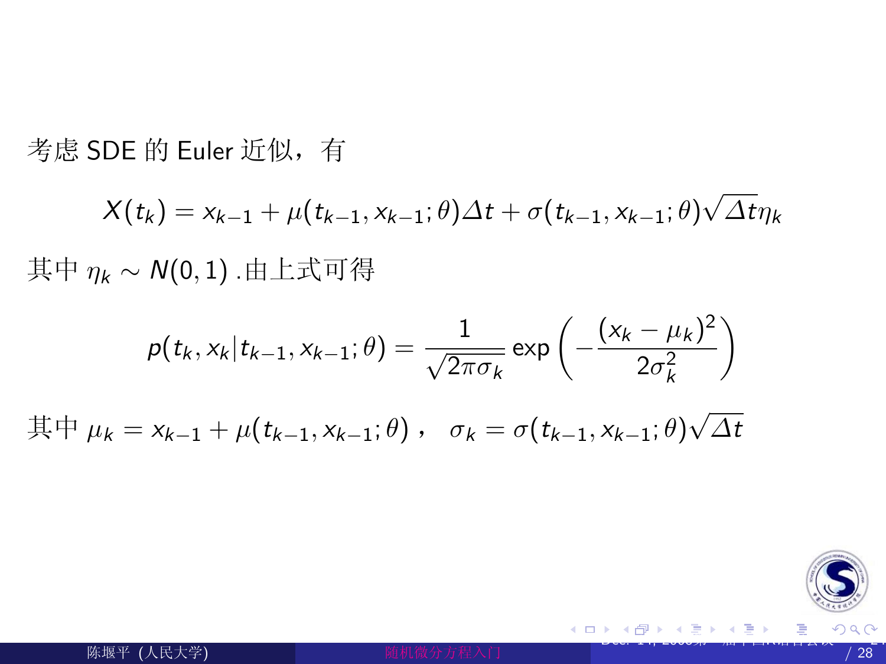考虑 SDE 的 Euler 近似，有

$$X(t_k) = x_{k-1} + \mu(t_{k-1}, x_{k-1}; \theta)\Delta t + \sigma(t_{k-1}, x_{k-1}; \theta)\sqrt{\Delta t}\eta_k$$

其中 $\eta_k \sim N(0, 1)$ .由上式可得

$$p(t_k, x_k | t_{k-1}, x_{k-1}; \theta) = \frac{1}{\sqrt{2\pi\sigma_k}} \exp\left(-\frac{(x_k - \mu_k)^2}{2\sigma_k^2}\right)$$

其中 $\mu_k = x_{k-1} + \mu(t_{k-1}, x_{k-1}; \theta)$， $\sigma_k = \sigma(t_{k-1}, x_{k-1}; \theta)\sqrt{\Delta t}$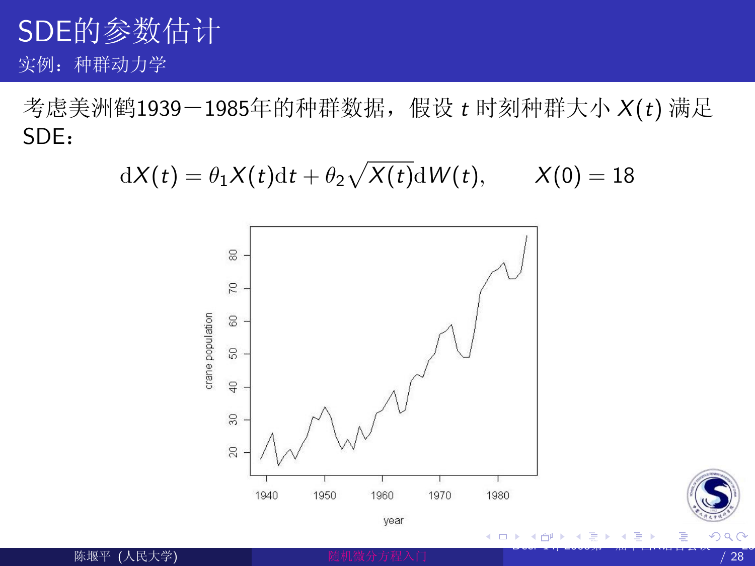# SDE的参数估计

## 实例：种群动力学

考虑美洲鹤1939－1985年的种群数据，假设 $t$ 时刻种群大小 $X(t)$ 满足SDE：

$$\mathrm{d}X(t) = \theta_1 X(t)\mathrm{d}t + \theta_2\sqrt{X(t)}\mathrm{d}W(t), \qquad X(0) = 18$$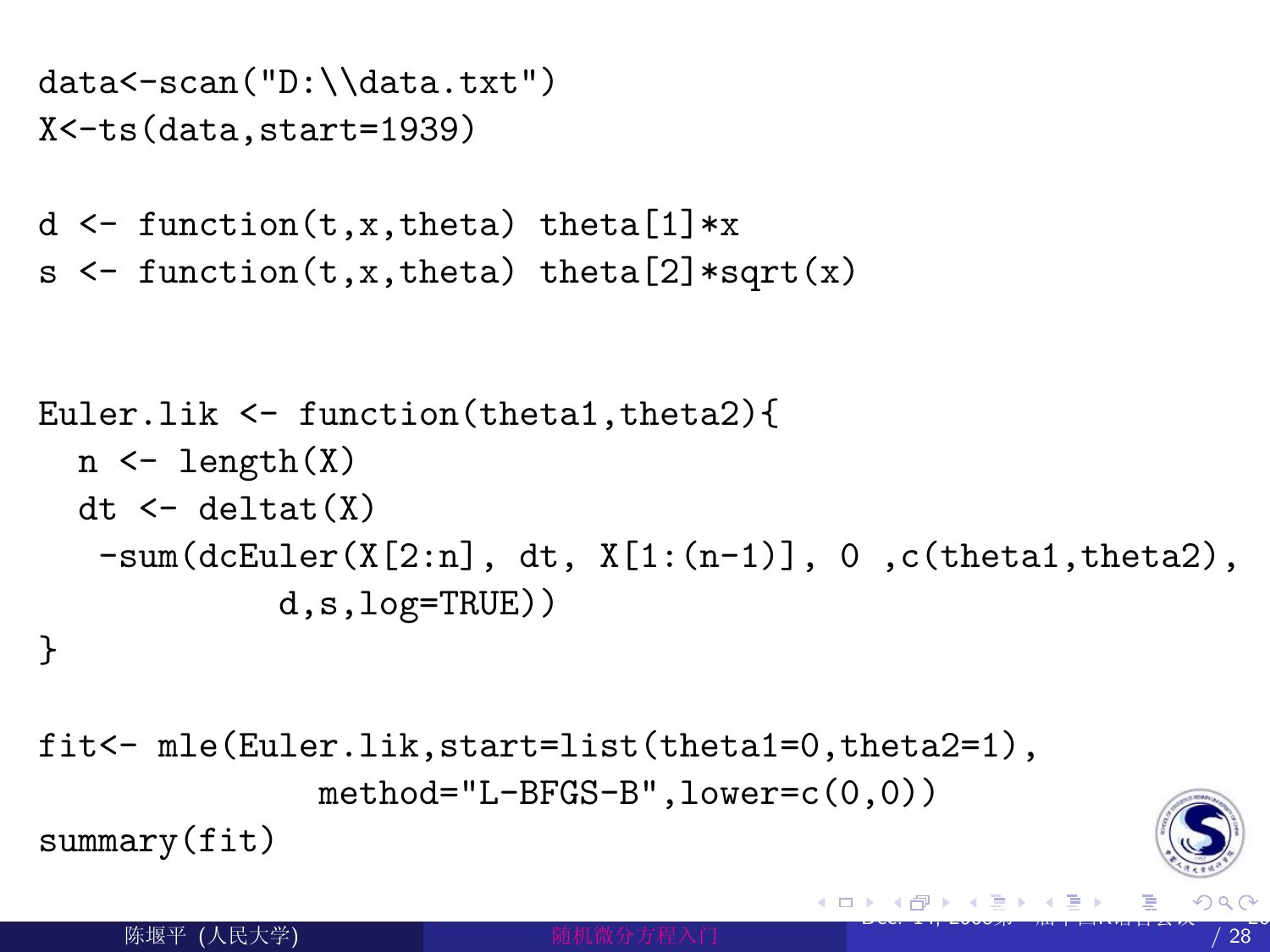```
data<-scan("D:\\data.txt")
X<-ts(data,start=1939)

d <- function(t,x,theta) theta[1]*x
s <- function(t,x,theta) theta[2]*sqrt(x)


Euler.lik <- function(theta1,theta2){
  n <- length(X)
  dt <- deltat(X)
   -sum(dcEuler(X[2:n], dt, X[1:(n-1)], 0 ,c(theta1,theta2),
            d,s,log=TRUE))
}

fit<- mle(Euler.lik,start=list(theta1=0,theta2=1),
             method="L-BFGS-B",lower=c(0,0))
summary(fit)
```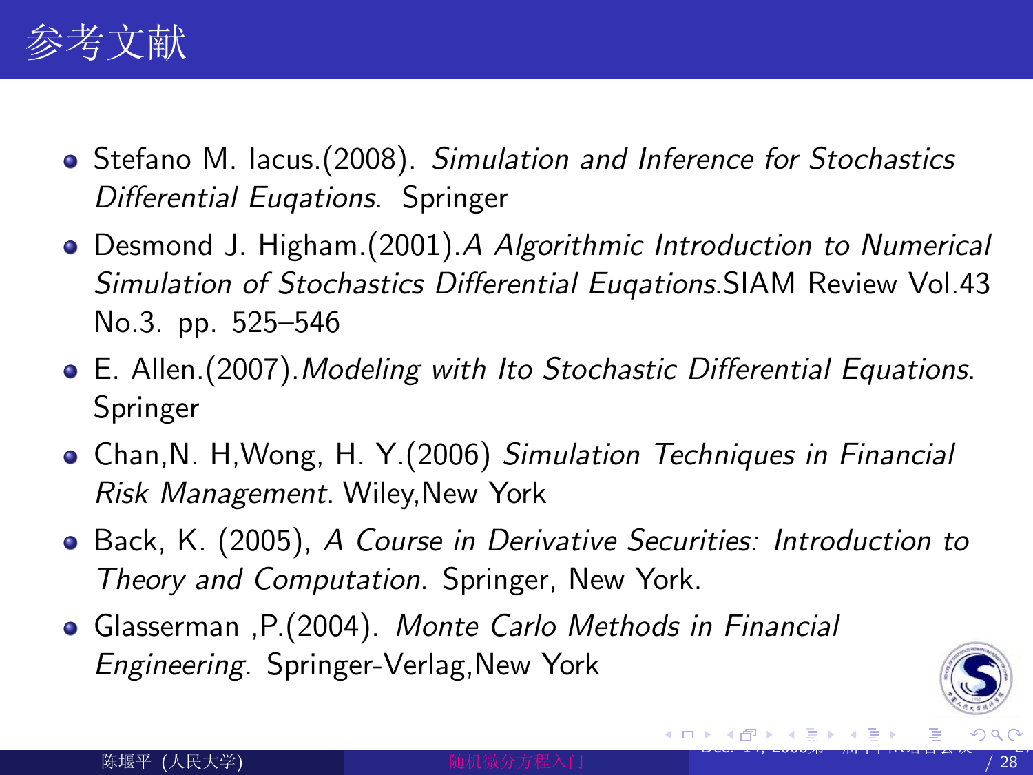# 参考文献

- Stefano M. Iacus.(2008). *Simulation and Inference for Stochastics Differential Euqations*. Springer
- Desmond J. Higham.(2001).*A Algorithmic Introduction to Numerical Simulation of Stochastics Differential Euqations*.SIAM Review Vol.43 No.3. pp. 525–546
- E. Allen.(2007).*Modeling with Ito Stochastic Differential Equations*. Springer
- Chan,N. H,Wong, H. Y.(2006) *Simulation Techniques in Financial Risk Management*. Wiley,New York
- Back, K. (2005), *A Course in Derivative Securities: Introduction to Theory and Computation*. Springer, New York.
- Glasserman ,P.(2004). *Monte Carlo Methods in Financial Engineering*. Springer-Verlag,New York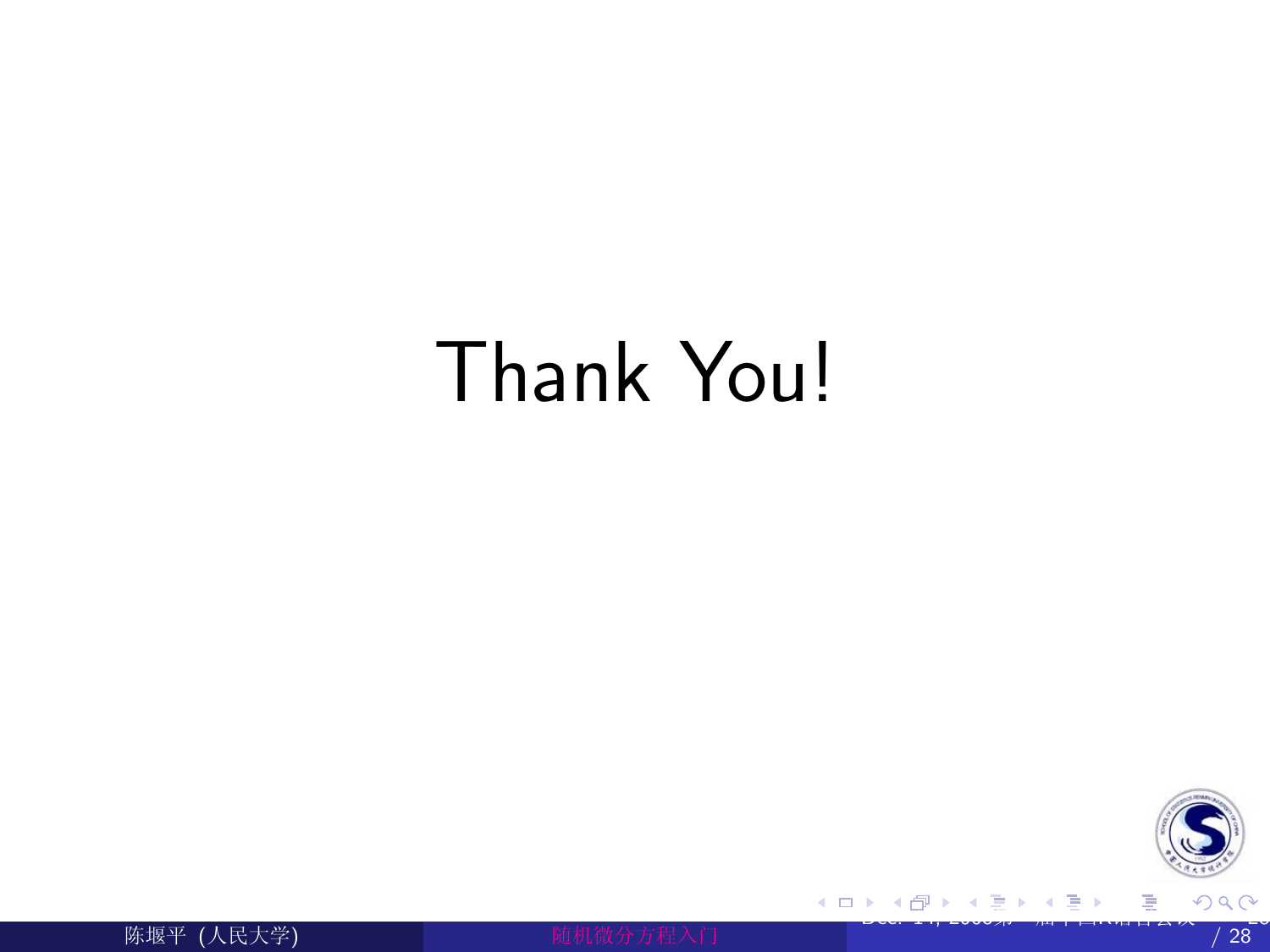# Thank You!